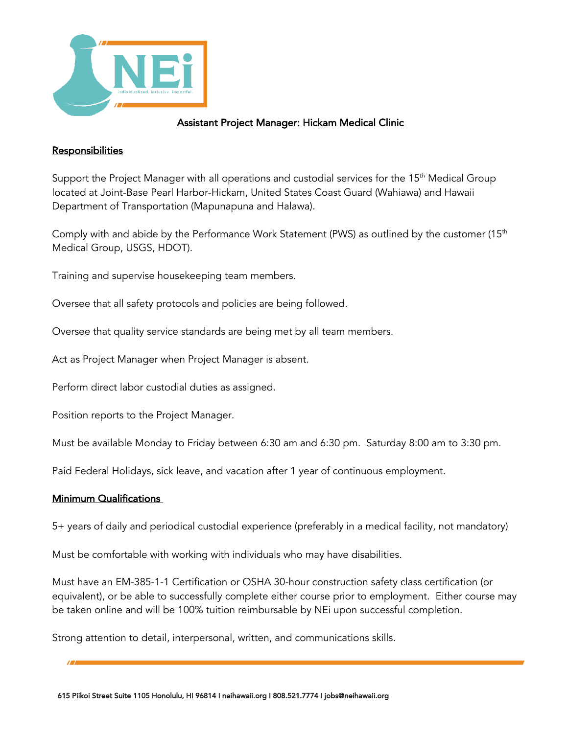# Assistant Project Manager: Hickam Medical Clinic

## Responsibilities

Support the Project Manager with all operations and custodial services for the 15th Medical Group located at Joint-Base Pearl Harbor-Hickam, United States Coast Guard (Wahiawa) and Hawaii Department of Transportation (Mapunapuna and Halawa).

Comply with and abide by the Performance Work Statement (PWS) as outlined by the customer (15th Medical Group, USGS, HDOT).

Training and supervise housekeeping team members.

Oversee that all safety protocols and policies are being followed.

Oversee that quality service standards are being met by all team members.

Act as Project Manager when Project Manager is absent.

Perform direct labor custodial duties as assigned.

Position reports to the Project Manager.

Must be available Monday to Friday between 6:30 am and 6:30 pm. Saturday 8:00 am to 3:30 pm.

Paid Federal Holidays, sick leave, and vacation after 1 year of continuous employment.

## Minimum Qualifications

5+ years of daily and periodical custodial experience (preferably in a medical facility, not mandatory)

Must be comfortable with working with individuals who may have disabilities.

Must have an EM-385-1-1 Certification or OSHA 30-hour construction safety class certification (or equivalent), or be able to successfully complete either course prior to employment. Either course may be taken online and will be 100% tuition reimbursable by NEi upon successful completion.

Strong attention to detail, interpersonal, written, and communications skills.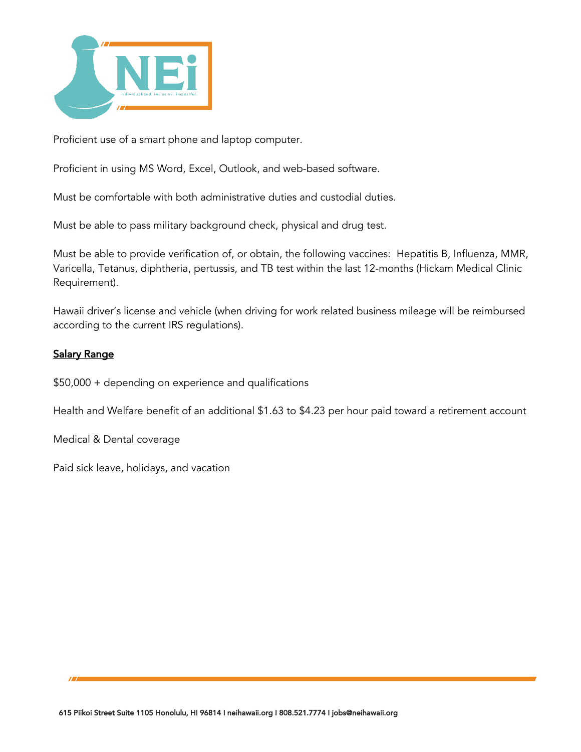Proficient use of a smart phone and laptop computer.

Proficient in using MS Word, Excel, Outlook, and web-based software.

Must be comfortable with both administrative duties and custodial duties.

Must be able to pass military background check, physical and drug test.

Must be able to provide verification of, or obtain, the following vaccines: Hepatitis B, Influenza, MMR, Varicella, Tetanus, diphtheria, pertussis, and TB test within the last 12-months (Hickam Medical Clinic Requirement).

Hawaii driver's license and vehicle (when driving for work related business mileage will be reimbursed according to the current IRS regulations).

**Salary Range**

$50,000 + depending on experience and qualifications

Health and Welfare benefit of an additional $1.63 to $4.23 per hour paid toward a retirement account

Medical & Dental coverage

Paid sick leave, holidays, and vacation